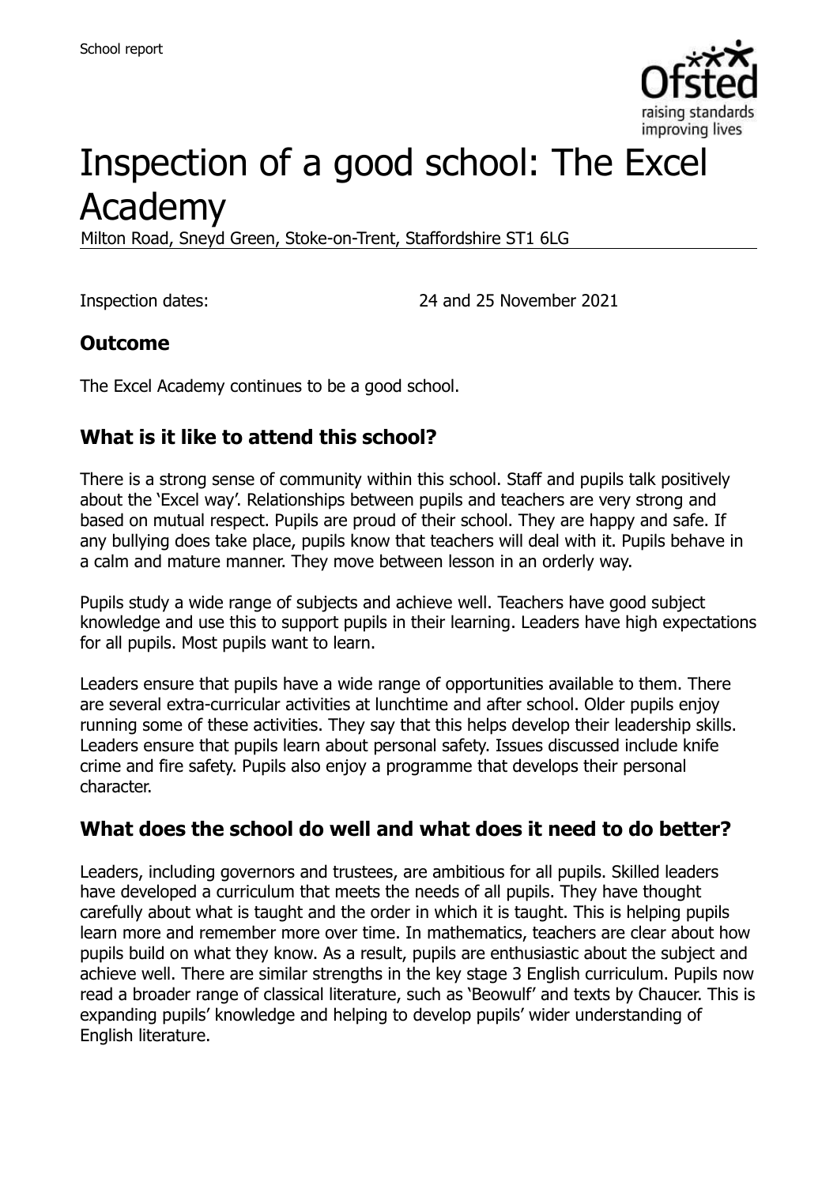School report

# Inspection of a good school: The Excel Academy

Milton Road, Sneyd Green, Stoke-on-Trent, Staffordshire ST1 6LG

Inspection dates: 24 and 25 November 2021

## Outcome

The Excel Academy continues to be a good school.

## What is it like to attend this school?

There is a strong sense of community within this school. Staff and pupils talk positively about the 'Excel way'. Relationships between pupils and teachers are very strong and based on mutual respect. Pupils are proud of their school. They are happy and safe. If any bullying does take place, pupils know that teachers will deal with it. Pupils behave in a calm and mature manner. They move between lesson in an orderly way.

Pupils study a wide range of subjects and achieve well. Teachers have good subject knowledge and use this to support pupils in their learning. Leaders have high expectations for all pupils. Most pupils want to learn.

Leaders ensure that pupils have a wide range of opportunities available to them. There are several extra-curricular activities at lunchtime and after school. Older pupils enjoy running some of these activities. They say that this helps develop their leadership skills. Leaders ensure that pupils learn about personal safety. Issues discussed include knife crime and fire safety. Pupils also enjoy a programme that develops their personal character.

## What does the school do well and what does it need to do better?

Leaders, including governors and trustees, are ambitious for all pupils. Skilled leaders have developed a curriculum that meets the needs of all pupils. They have thought carefully about what is taught and the order in which it is taught. This is helping pupils learn more and remember more over time. In mathematics, teachers are clear about how pupils build on what they know. As a result, pupils are enthusiastic about the subject and achieve well. There are similar strengths in the key stage 3 English curriculum. Pupils now read a broader range of classical literature, such as 'Beowulf' and texts by Chaucer. This is expanding pupils' knowledge and helping to develop pupils' wider understanding of English literature.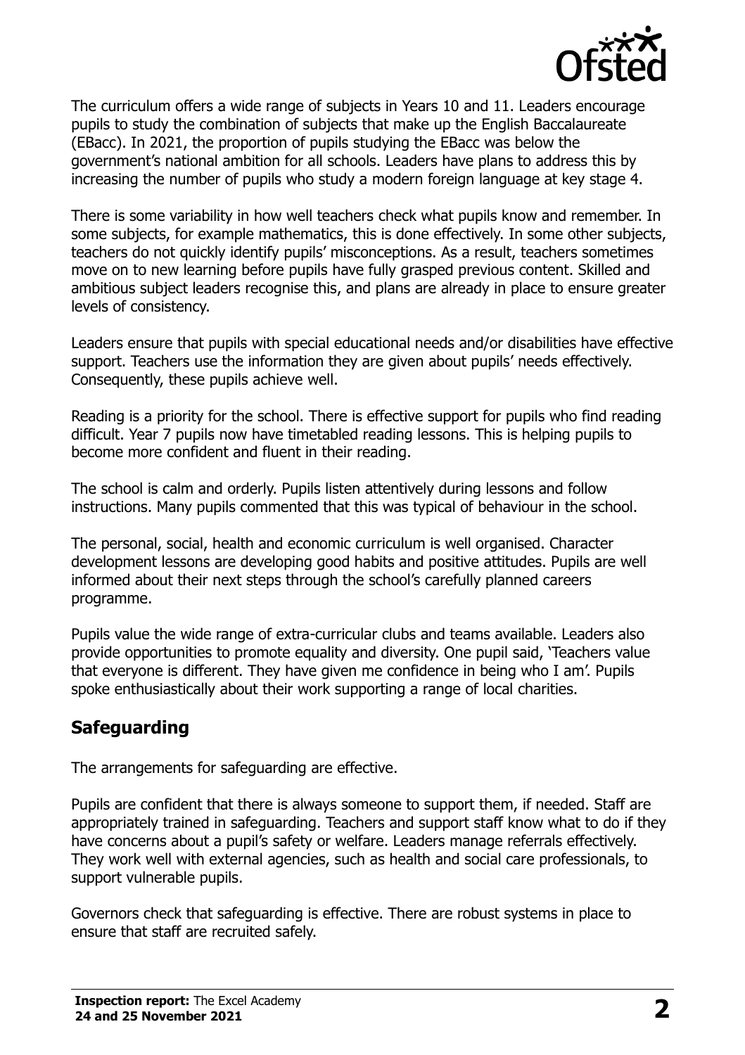The curriculum offers a wide range of subjects in Years 10 and 11. Leaders encourage pupils to study the combination of subjects that make up the English Baccalaureate (EBacc). In 2021, the proportion of pupils studying the EBacc was below the government's national ambition for all schools. Leaders have plans to address this by increasing the number of pupils who study a modern foreign language at key stage 4.

There is some variability in how well teachers check what pupils know and remember. In some subjects, for example mathematics, this is done effectively. In some other subjects, teachers do not quickly identify pupils' misconceptions. As a result, teachers sometimes move on to new learning before pupils have fully grasped previous content. Skilled and ambitious subject leaders recognise this, and plans are already in place to ensure greater levels of consistency.

Leaders ensure that pupils with special educational needs and/or disabilities have effective support. Teachers use the information they are given about pupils' needs effectively. Consequently, these pupils achieve well.

Reading is a priority for the school. There is effective support for pupils who find reading difficult. Year 7 pupils now have timetabled reading lessons. This is helping pupils to become more confident and fluent in their reading.

The school is calm and orderly. Pupils listen attentively during lessons and follow instructions. Many pupils commented that this was typical of behaviour in the school.

The personal, social, health and economic curriculum is well organised. Character development lessons are developing good habits and positive attitudes. Pupils are well informed about their next steps through the school's carefully planned careers programme.

Pupils value the wide range of extra-curricular clubs and teams available. Leaders also provide opportunities to promote equality and diversity. One pupil said, 'Teachers value that everyone is different. They have given me confidence in being who I am'. Pupils spoke enthusiastically about their work supporting a range of local charities.

## Safeguarding

The arrangements for safeguarding are effective.

Pupils are confident that there is always someone to support them, if needed. Staff are appropriately trained in safeguarding. Teachers and support staff know what to do if they have concerns about a pupil's safety or welfare. Leaders manage referrals effectively. They work well with external agencies, such as health and social care professionals, to support vulnerable pupils.

Governors check that safeguarding is effective. There are robust systems in place to ensure that staff are recruited safely.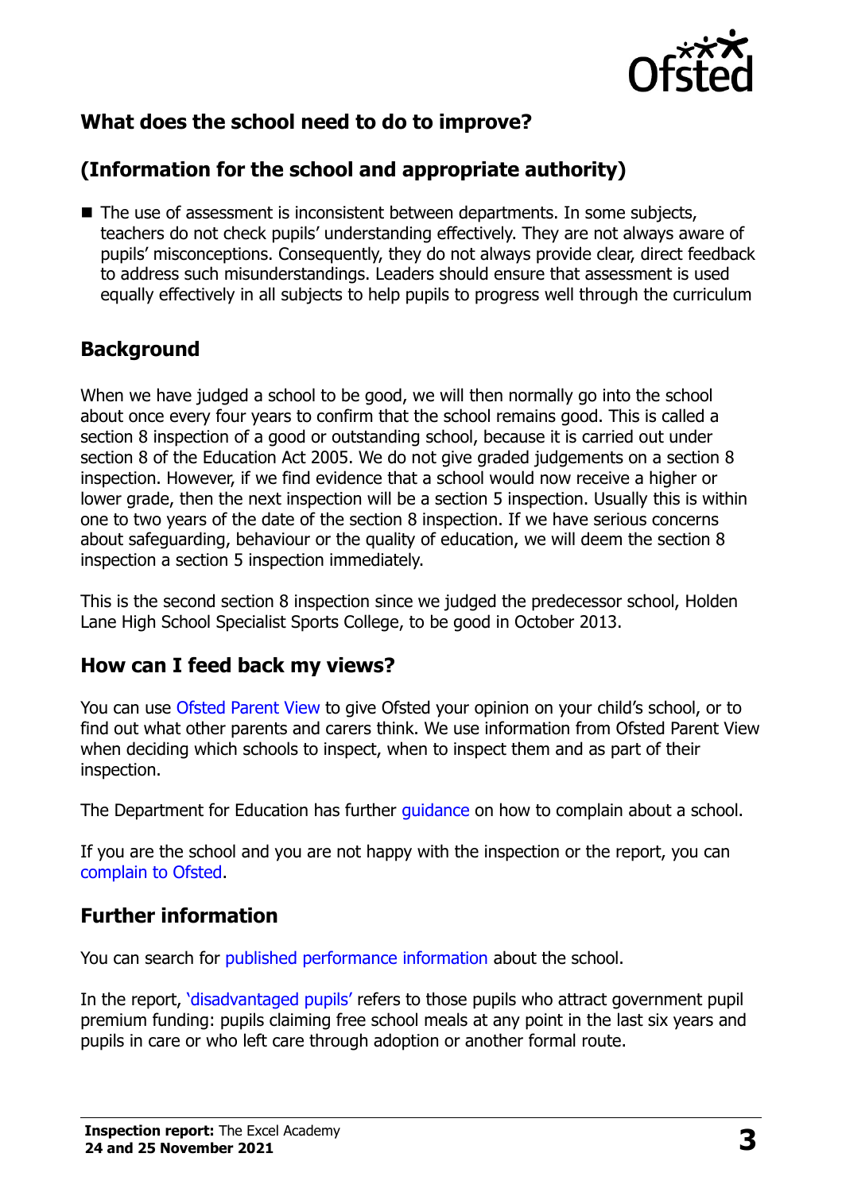## What does the school need to do to improve?

## (Information for the school and appropriate authority)

- The use of assessment is inconsistent between departments. In some subjects, teachers do not check pupils' understanding effectively. They are not always aware of pupils' misconceptions. Consequently, they do not always provide clear, direct feedback to address such misunderstandings. Leaders should ensure that assessment is used equally effectively in all subjects to help pupils to progress well through the curriculum

## Background

When we have judged a school to be good, we will then normally go into the school about once every four years to confirm that the school remains good. This is called a section 8 inspection of a good or outstanding school, because it is carried out under section 8 of the Education Act 2005. We do not give graded judgements on a section 8 inspection. However, if we find evidence that a school would now receive a higher or lower grade, then the next inspection will be a section 5 inspection. Usually this is within one to two years of the date of the section 8 inspection. If we have serious concerns about safeguarding, behaviour or the quality of education, we will deem the section 8 inspection a section 5 inspection immediately.

This is the second section 8 inspection since we judged the predecessor school, Holden Lane High School Specialist Sports College, to be good in October 2013.

## How can I feed back my views?

You can use Ofsted Parent View to give Ofsted your opinion on your child's school, or to find out what other parents and carers think. We use information from Ofsted Parent View when deciding which schools to inspect, when to inspect them and as part of their inspection.

The Department for Education has further guidance on how to complain about a school.

If you are the school and you are not happy with the inspection or the report, you can complain to Ofsted.

## Further information

You can search for published performance information about the school.

In the report, 'disadvantaged pupils' refers to those pupils who attract government pupil premium funding: pupils claiming free school meals at any point in the last six years and pupils in care or who left care through adoption or another formal route.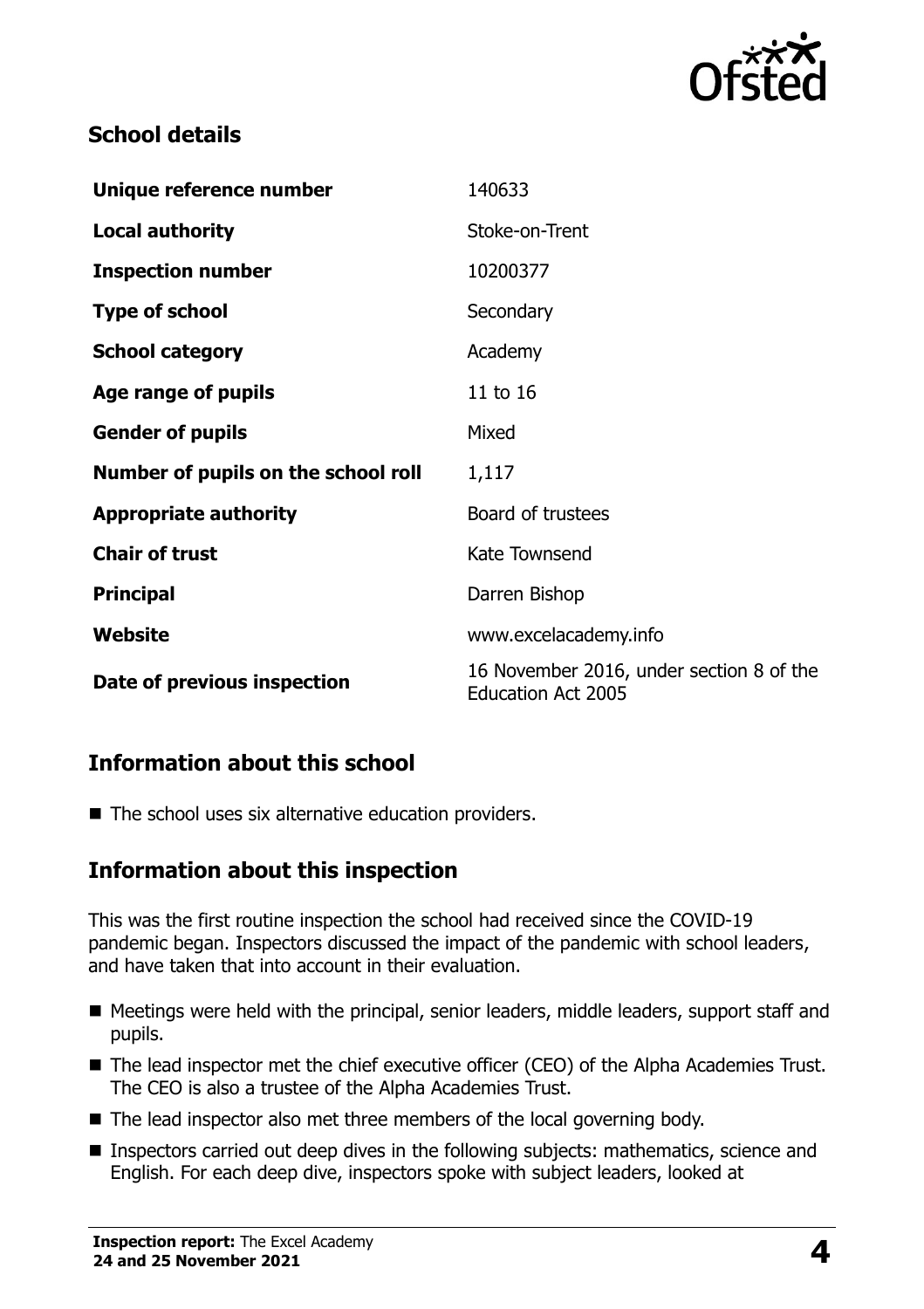## School details

| | |
|---|---|
| **Unique reference number** | 140633 |
| **Local authority** | Stoke-on-Trent |
| **Inspection number** | 10200377 |
| **Type of school** | Secondary |
| **School category** | Academy |
| **Age range of pupils** | 11 to 16 |
| **Gender of pupils** | Mixed |
| **Number of pupils on the school roll** | 1,117 |
| **Appropriate authority** | Board of trustees |
| **Chair of trust** | Kate Townsend |
| **Principal** | Darren Bishop |
| **Website** | www.excelacademy.info |
| **Date of previous inspection** | 16 November 2016, under section 8 of the Education Act 2005 |

## Information about this school

- The school uses six alternative education providers.

## Information about this inspection

This was the first routine inspection the school had received since the COVID-19 pandemic began. Inspectors discussed the impact of the pandemic with school leaders, and have taken that into account in their evaluation.

- Meetings were held with the principal, senior leaders, middle leaders, support staff and pupils.
- The lead inspector met the chief executive officer (CEO) of the Alpha Academies Trust. The CEO is also a trustee of the Alpha Academies Trust.
- The lead inspector also met three members of the local governing body.
- Inspectors carried out deep dives in the following subjects: mathematics, science and English. For each deep dive, inspectors spoke with subject leaders, looked at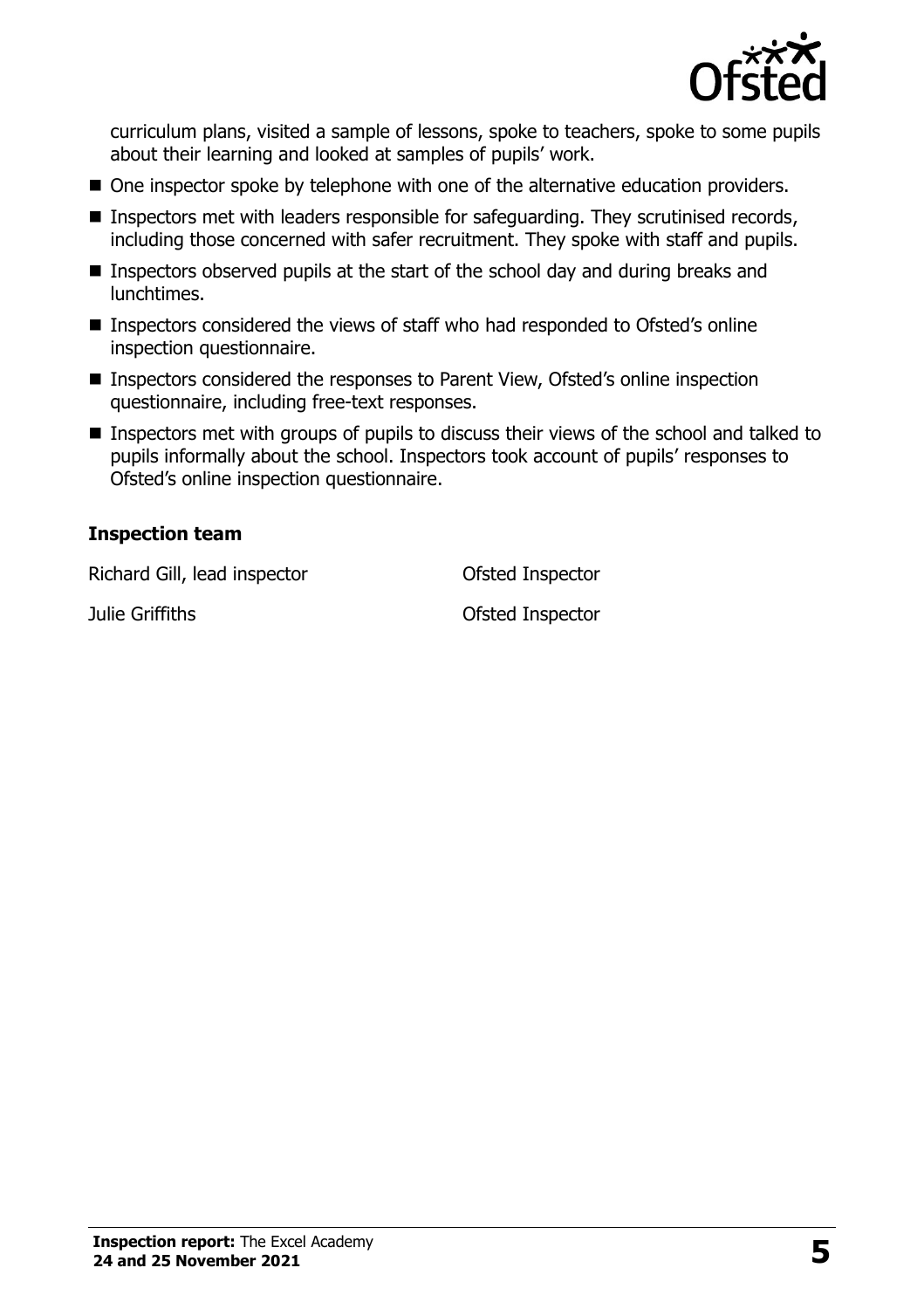curriculum plans, visited a sample of lessons, spoke to teachers, spoke to some pupils about their learning and looked at samples of pupils' work.

- One inspector spoke by telephone with one of the alternative education providers.
- Inspectors met with leaders responsible for safeguarding. They scrutinised records, including those concerned with safer recruitment. They spoke with staff and pupils.
- Inspectors observed pupils at the start of the school day and during breaks and lunchtimes.
- Inspectors considered the views of staff who had responded to Ofsted's online inspection questionnaire.
- Inspectors considered the responses to Parent View, Ofsted's online inspection questionnaire, including free-text responses.
- Inspectors met with groups of pupils to discuss their views of the school and talked to pupils informally about the school. Inspectors took account of pupils' responses to Ofsted's online inspection questionnaire.

### Inspection team

| | |
|---|---|
| Richard Gill, lead inspector | Ofsted Inspector |
| Julie Griffiths | Ofsted Inspector |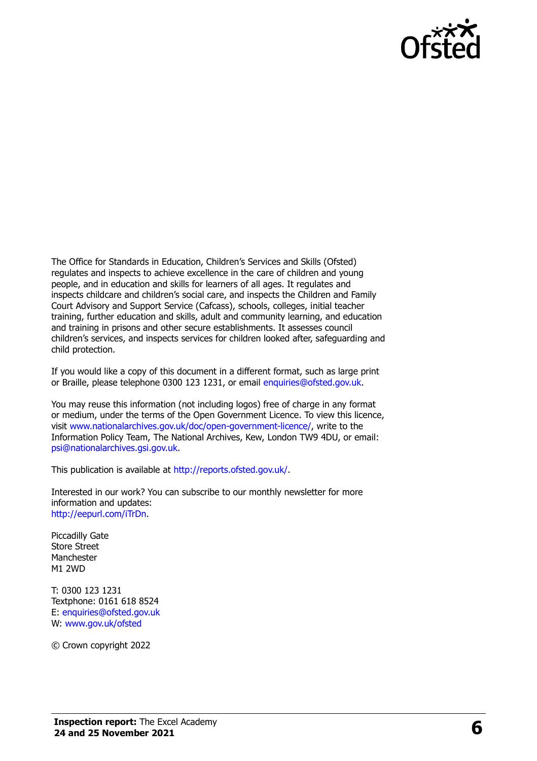The Office for Standards in Education, Children's Services and Skills (Ofsted) regulates and inspects to achieve excellence in the care of children and young people, and in education and skills for learners of all ages. It regulates and inspects childcare and children's social care, and inspects the Children and Family Court Advisory and Support Service (Cafcass), schools, colleges, initial teacher training, further education and skills, adult and community learning, and education and training in prisons and other secure establishments. It assesses council children's services, and inspects services for children looked after, safeguarding and child protection.

If you would like a copy of this document in a different format, such as large print or Braille, please telephone 0300 123 1231, or email enquiries@ofsted.gov.uk.

You may reuse this information (not including logos) free of charge in any format or medium, under the terms of the Open Government Licence. To view this licence, visit www.nationalarchives.gov.uk/doc/open-government-licence/, write to the Information Policy Team, The National Archives, Kew, London TW9 4DU, or email: psi@nationalarchives.gsi.gov.uk.

This publication is available at http://reports.ofsted.gov.uk/.

Interested in our work? You can subscribe to our monthly newsletter for more information and updates:
http://eepurl.com/iTrDn.

Piccadilly Gate
Store Street
Manchester
M1 2WD

T: 0300 123 1231
Textphone: 0161 618 8524
E: enquiries@ofsted.gov.uk
W: www.gov.uk/ofsted

© Crown copyright 2022